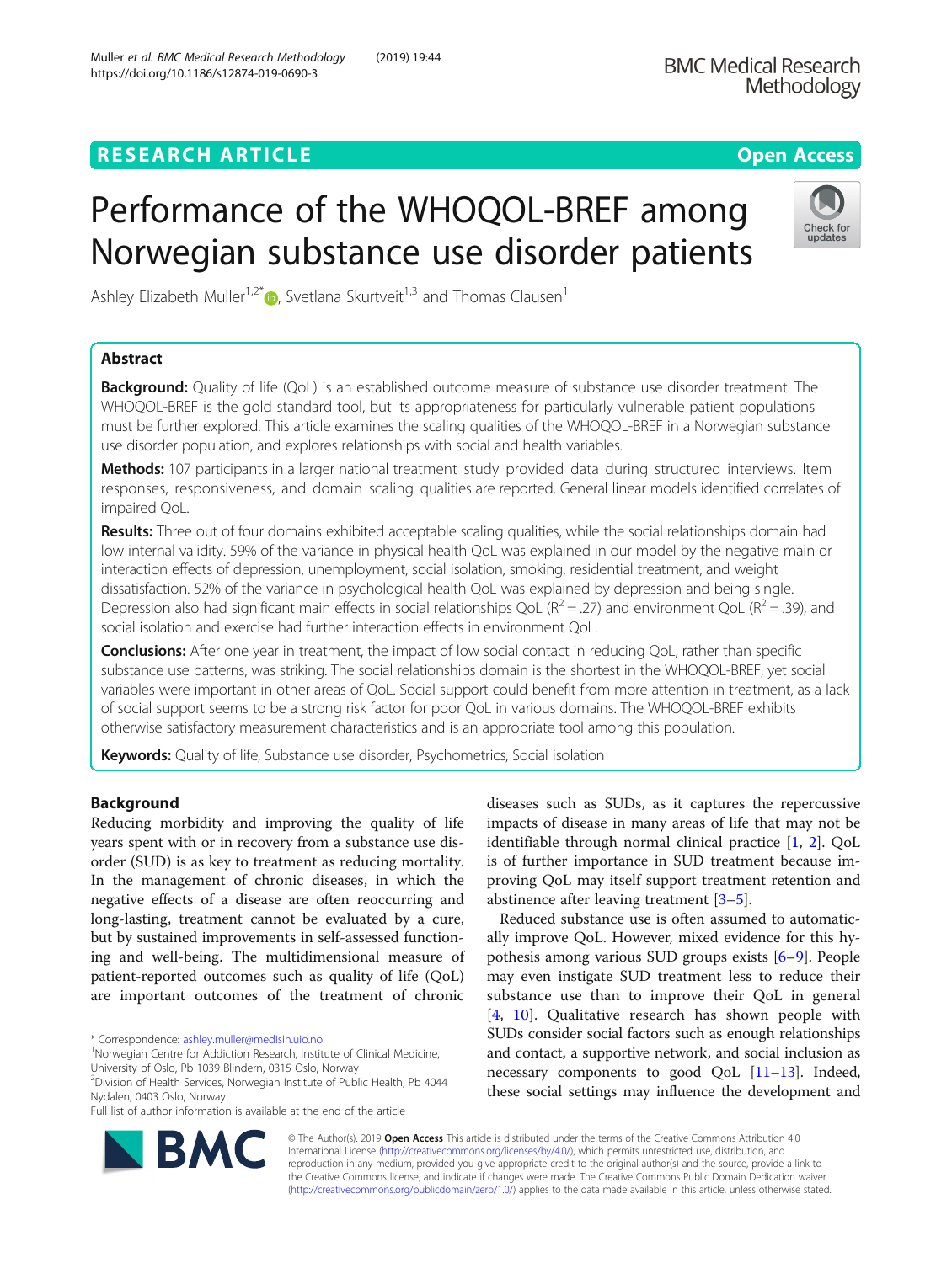RESEARCH ARTICLE

Open Access

# Performance of the WHOQOL-BREF among Norwegian substance use disorder patients

Ashley Elizabeth Muller[1,2*], Svetlana Skurtveit[1,3] and Thomas Clausen[1]

## Abstract

**Background:** Quality of life (QoL) is an established outcome measure of substance use disorder treatment. The WHOQOL-BREF is the gold standard tool, but its appropriateness for particularly vulnerable patient populations must be further explored. This article examines the scaling qualities of the WHOQOL-BREF in a Norwegian substance use disorder population, and explores relationships with social and health variables.

**Methods:** 107 participants in a larger national treatment study provided data during structured interviews. Item responses, responsiveness, and domain scaling qualities are reported. General linear models identified correlates of impaired QoL.

**Results:** Three out of four domains exhibited acceptable scaling qualities, while the social relationships domain had low internal validity. 59% of the variance in physical health QoL was explained in our model by the negative main or interaction effects of depression, unemployment, social isolation, smoking, residential treatment, and weight dissatisfaction. 52% of the variance in psychological health QoL was explained by depression and being single. Depression also had significant main effects in social relationships QoL ($R^2 = .27$) and environment QoL ($R^2 = .39$), and social isolation and exercise had further interaction effects in environment QoL.

**Conclusions:** After one year in treatment, the impact of low social contact in reducing QoL, rather than specific substance use patterns, was striking. The social relationships domain is the shortest in the WHOQOL-BREF, yet social variables were important in other areas of QoL. Social support could benefit from more attention in treatment, as a lack of social support seems to be a strong risk factor for poor QoL in various domains. The WHOQOL-BREF exhibits otherwise satisfactory measurement characteristics and is an appropriate tool among this population.

**Keywords:** Quality of life, Substance use disorder, Psychometrics, Social isolation

## Background

Reducing morbidity and improving the quality of life years spent with or in recovery from a substance use disorder (SUD) is as key to treatment as reducing mortality. In the management of chronic diseases, in which the negative effects of a disease are often reoccurring and long-lasting, treatment cannot be evaluated by a cure, but by sustained improvements in self-assessed functioning and well-being. The multidimensional measure of patient-reported outcomes such as quality of life (QoL) are important outcomes of the treatment of chronic diseases such as SUDs, as it captures the repercussive impacts of disease in many areas of life that may not be identifiable through normal clinical practice [1, 2]. QoL is of further importance in SUD treatment because improving QoL may itself support treatment retention and abstinence after leaving treatment [3–5].

Reduced substance use is often assumed to automatically improve QoL. However, mixed evidence for this hypothesis among various SUD groups exists [6–9]. People may even instigate SUD treatment less to reduce their substance use than to improve their QoL in general [4, 10]. Qualitative research has shown people with SUDs consider social factors such as enough relationships and contact, a supportive network, and social inclusion as necessary components to good QoL [11–13]. Indeed, these social settings may influence the development and

* Correspondence: ashley.muller@medisin.uio.no
[1]Norwegian Centre for Addiction Research, Institute of Clinical Medicine, University of Oslo, Pb 1039 Blindern, 0315 Oslo, Norway
[2]Division of Health Services, Norwegian Institute of Public Health, Pb 4044 Nydalen, 0403 Oslo, Norway
Full list of author information is available at the end of the article

© The Author(s). 2019 **Open Access** This article is distributed under the terms of the Creative Commons Attribution 4.0 International License (http://creativecommons.org/licenses/by/4.0/), which permits unrestricted use, distribution, and reproduction in any medium, provided you give appropriate credit to the original author(s) and the source, provide a link to the Creative Commons license, and indicate if changes were made. The Creative Commons Public Domain Dedication waiver (http://creativecommons.org/publicdomain/zero/1.0/) applies to the data made available in this article, unless otherwise stated.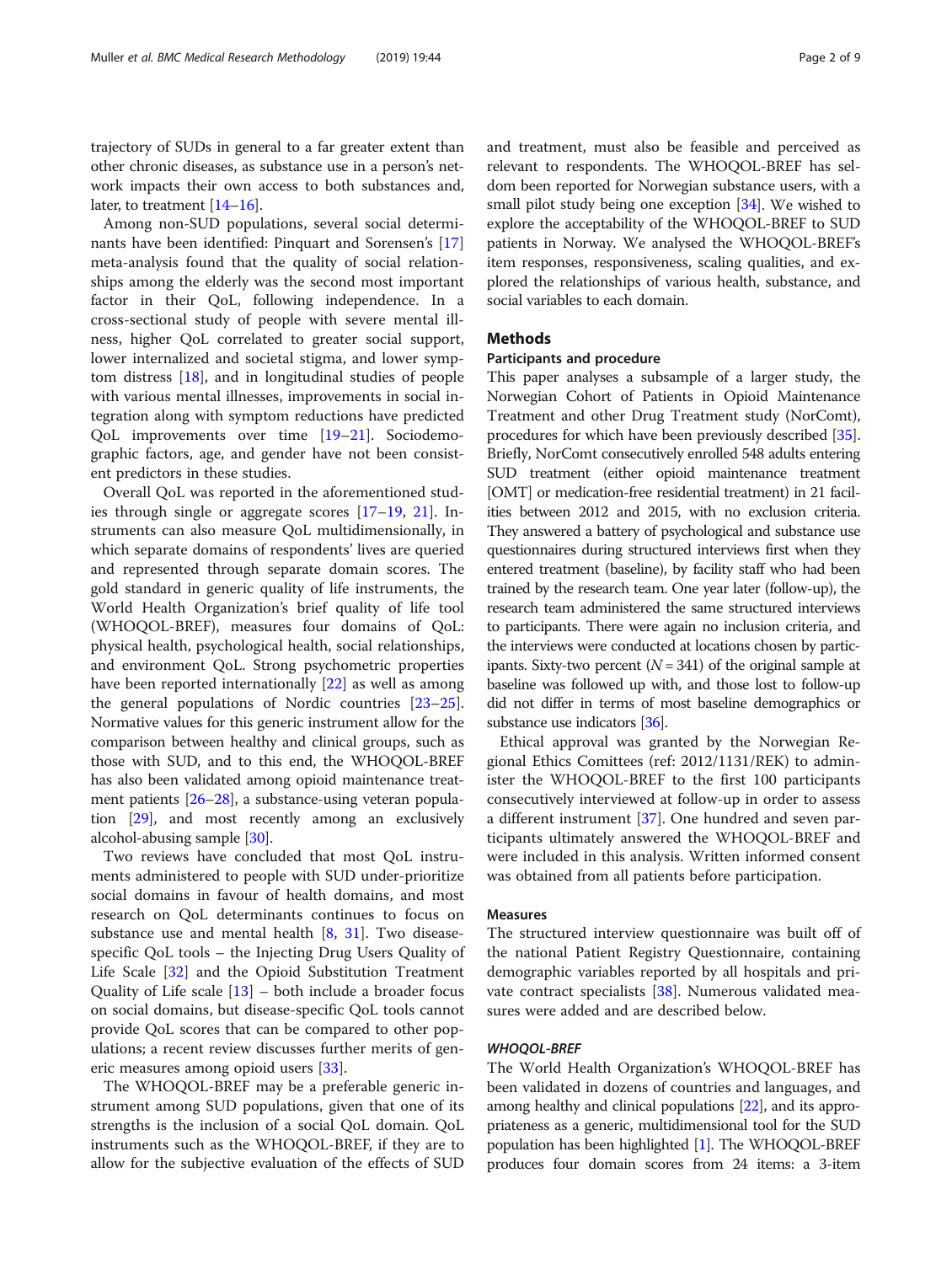trajectory of SUDs in general to a far greater extent than other chronic diseases, as substance use in a person's network impacts their own access to both substances and, later, to treatment [14–16].

Among non-SUD populations, several social determinants have been identified: Pinquart and Sorensen's [17] meta-analysis found that the quality of social relationships among the elderly was the second most important factor in their QoL, following independence. In a cross-sectional study of people with severe mental illness, higher QoL correlated to greater social support, lower internalized and societal stigma, and lower symptom distress [18], and in longitudinal studies of people with various mental illnesses, improvements in social integration along with symptom reductions have predicted QoL improvements over time [19–21]. Sociodemographic factors, age, and gender have not been consistent predictors in these studies.

Overall QoL was reported in the aforementioned studies through single or aggregate scores [17–19, 21]. Instruments can also measure QoL multidimensionally, in which separate domains of respondents' lives are queried and represented through separate domain scores. The gold standard in generic quality of life instruments, the World Health Organization's brief quality of life tool (WHOQOL-BREF), measures four domains of QoL: physical health, psychological health, social relationships, and environment QoL. Strong psychometric properties have been reported internationally [22] as well as among the general populations of Nordic countries [23–25]. Normative values for this generic instrument allow for the comparison between healthy and clinical groups, such as those with SUD, and to this end, the WHOQOL-BREF has also been validated among opioid maintenance treatment patients [26–28], a substance-using veteran population [29], and most recently among an exclusively alcohol-abusing sample [30].

Two reviews have concluded that most QoL instruments administered to people with SUD under-prioritize social domains in favour of health domains, and most research on QoL determinants continues to focus on substance use and mental health [8, 31]. Two disease-specific QoL tools – the Injecting Drug Users Quality of Life Scale [32] and the Opioid Substitution Treatment Quality of Life scale [13] – both include a broader focus on social domains, but disease-specific QoL tools cannot provide QoL scores that can be compared to other populations; a recent review discusses further merits of generic measures among opioid users [33].

The WHOQOL-BREF may be a preferable generic instrument among SUD populations, given that one of its strengths is the inclusion of a social QoL domain. QoL instruments such as the WHOQOL-BREF, if they are to allow for the subjective evaluation of the effects of SUD and treatment, must also be feasible and perceived as relevant to respondents. The WHOQOL-BREF has seldom been reported for Norwegian substance users, with a small pilot study being one exception [34]. We wished to explore the acceptability of the WHOQOL-BREF to SUD patients in Norway. We analysed the WHOQOL-BREF's item responses, responsiveness, scaling qualities, and explored the relationships of various health, substance, and social variables to each domain.

## Methods

### Participants and procedure

This paper analyses a subsample of a larger study, the Norwegian Cohort of Patients in Opioid Maintenance Treatment and other Drug Treatment study (NorComt), procedures for which have been previously described [35]. Briefly, NorComt consecutively enrolled 548 adults entering SUD treatment (either opioid maintenance treatment [OMT] or medication-free residential treatment) in 21 facilities between 2012 and 2015, with no exclusion criteria. They answered a battery of psychological and substance use questionnaires during structured interviews first when they entered treatment (baseline), by facility staff who had been trained by the research team. One year later (follow-up), the research team administered the same structured interviews to participants. There were again no inclusion criteria, and the interviews were conducted at locations chosen by participants. Sixty-two percent ($N = 341$) of the original sample at baseline was followed up with, and those lost to follow-up did not differ in terms of most baseline demographics or substance use indicators [36].

Ethical approval was granted by the Norwegian Regional Ethics Comittees (ref: 2012/1131/REK) to administer the WHOQOL-BREF to the first 100 participants consecutively interviewed at follow-up in order to assess a different instrument [37]. One hundred and seven participants ultimately answered the WHOQOL-BREF and were included in this analysis. Written informed consent was obtained from all patients before participation.

### Measures

The structured interview questionnaire was built off of the national Patient Registry Questionnaire, containing demographic variables reported by all hospitals and private contract specialists [38]. Numerous validated measures were added and are described below.

#### *WHOQOL-BREF*

The World Health Organization's WHOQOL-BREF has been validated in dozens of countries and languages, and among healthy and clinical populations [22], and its appropriateness as a generic, multidimensional tool for the SUD population has been highlighted [1]. The WHOQOL-BREF produces four domain scores from 24 items: a 3-item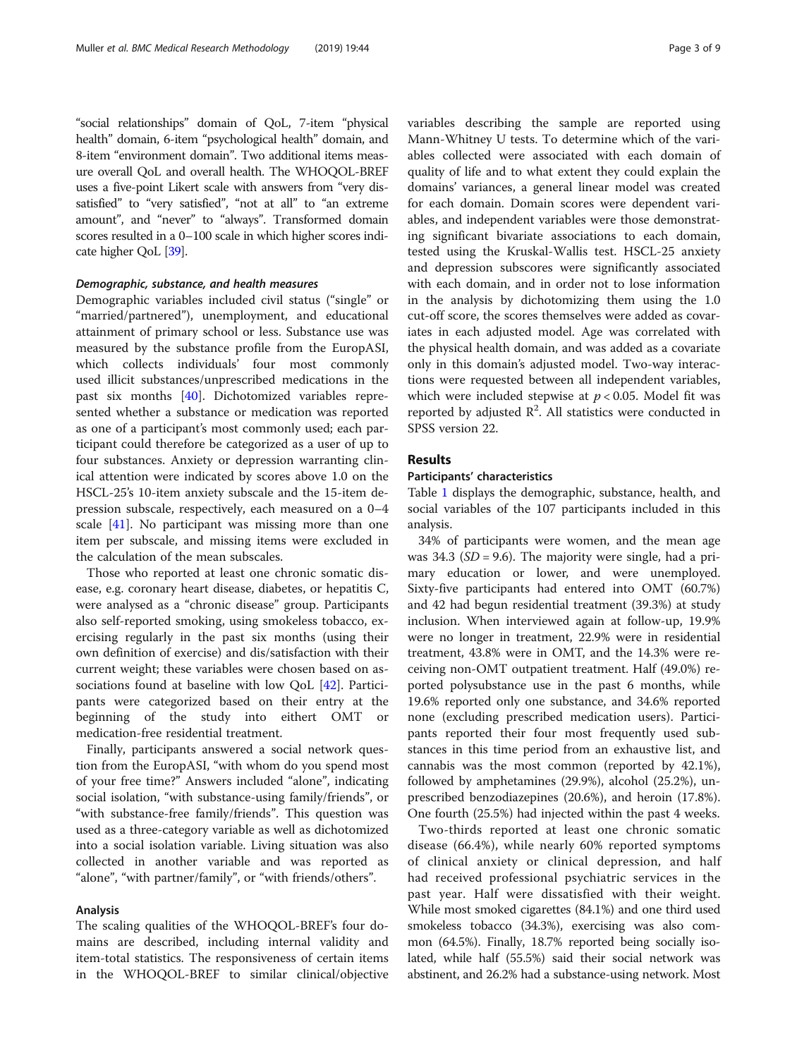"social relationships" domain of QoL, 7-item "physical health" domain, 6-item "psychological health" domain, and 8-item "environment domain". Two additional items measure overall QoL and overall health. The WHOQOL-BREF uses a five-point Likert scale with answers from "very dissatisfied" to "very satisfied", "not at all" to "an extreme amount", and "never" to "always". Transformed domain scores resulted in a 0–100 scale in which higher scores indicate higher QoL [39].

#### *Demographic, substance, and health measures*

Demographic variables included civil status ("single" or "married/partnered"), unemployment, and educational attainment of primary school or less. Substance use was measured by the substance profile from the EuropASI, which collects individuals' four most commonly used illicit substances/unprescribed medications in the past six months [40]. Dichotomized variables represented whether a substance or medication was reported as one of a participant's most commonly used; each participant could therefore be categorized as a user of up to four substances. Anxiety or depression warranting clinical attention were indicated by scores above 1.0 on the HSCL-25's 10-item anxiety subscale and the 15-item depression subscale, respectively, each measured on a 0–4 scale [41]. No participant was missing more than one item per subscale, and missing items were excluded in the calculation of the mean subscales.

Those who reported at least one chronic somatic disease, e.g. coronary heart disease, diabetes, or hepatitis C, were analysed as a "chronic disease" group. Participants also self-reported smoking, using smokeless tobacco, exercising regularly in the past six months (using their own definition of exercise) and dis/satisfaction with their current weight; these variables were chosen based on associations found at baseline with low QoL [42]. Participants were categorized based on their entry at the beginning of the study into eitherl OMT or medication-free residential treatment.

Finally, participants answered a social network question from the EuropASI, "with whom do you spend most of your free time?" Answers included "alone", indicating social isolation, "with substance-using family/friends", or "with substance-free family/friends". This question was used as a three-category variable as well as dichotomized into a social isolation variable. Living situation was also collected in another variable and was reported as "alone", "with partner/family", or "with friends/others".

### Analysis

The scaling qualities of the WHOQOL-BREF's four domains are described, including internal validity and item-total statistics. The responsiveness of certain items in the WHOQOL-BREF to similar clinical/objective variables describing the sample are reported using Mann-Whitney U tests. To determine which of the variables collected were associated with each domain of quality of life and to what extent they could explain the domains' variances, a general linear model was created for each domain. Domain scores were dependent variables, and independent variables were those demonstrating significant bivariate associations to each domain, tested using the Kruskal-Wallis test. HSCL-25 anxiety and depression subscores were significantly associated with each domain, and in order not to lose information in the analysis by dichotomizing them using the 1.0 cut-off score, the scores themselves were added as covariates in each adjusted model. Age was correlated with the physical health domain, and was added as a covariate only in this domain's adjusted model. Two-way interactions were requested between all independent variables, which were included stepwise at $p < 0.05$. Model fit was reported by adjusted $R^2$. All statistics were conducted in SPSS version 22.

## Results

### Participants' characteristics

Table 1 displays the demographic, substance, health, and social variables of the 107 participants included in this analysis.

34% of participants were women, and the mean age was 34.3 ($SD = 9.6$). The majority were single, had a primary education or lower, and were unemployed. Sixty-five participants had entered into OMT (60.7%) and 42 had begun residential treatment (39.3%) at study inclusion. When interviewed again at follow-up, 19.9% were no longer in treatment, 22.9% were in residential treatment, 43.8% were in OMT, and the 14.3% were receiving non-OMT outpatient treatment. Half (49.0%) reported polysubstance use in the past 6 months, while 19.6% reported only one substance, and 34.6% reported none (excluding prescribed medication users). Participants reported their four most frequently used substances in this time period from an exhaustive list, and cannabis was the most common (reported by 42.1%), followed by amphetamines (29.9%), alcohol (25.2%), unprescribed benzodiazepines (20.6%), and heroin (17.8%). One fourth (25.5%) had injected within the past 4 weeks.

Two-thirds reported at least one chronic somatic disease (66.4%), while nearly 60% reported symptoms of clinical anxiety or clinical depression, and half had received professional psychiatric services in the past year. Half were dissatisfied with their weight. While most smoked cigarettes (84.1%) and one third used smokeless tobacco (34.3%), exercising was also common (64.5%). Finally, 18.7% reported being socially isolated, while half (55.5%) said their social network was abstinent, and 26.2% had a substance-using network. Most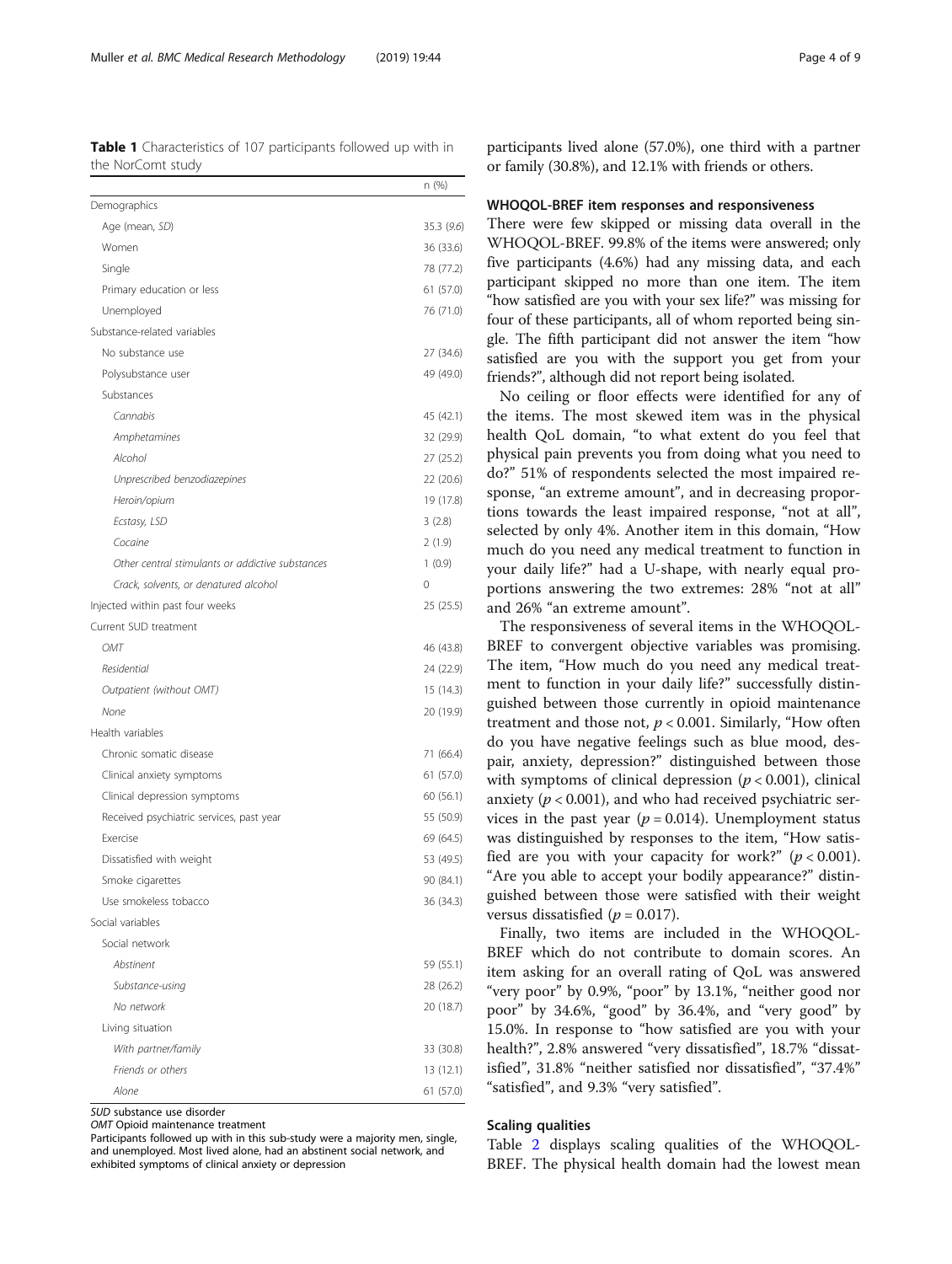**Table 1** Characteristics of 107 participants followed up with in the NorComt study

| | n (%) |
|---|---|
| Demographics | |
| Age (mean, *SD*) | 35.3 (*9.6*) |
| Women | 36 (33.6) |
| Single | 78 (77.2) |
| Primary education or less | 61 (57.0) |
| Unemployed | 76 (71.0) |
| Substance-related variables | |
| No substance use | 27 (34.6) |
| Polysubstance user | 49 (49.0) |
| Substances | |
| *Cannabis* | 45 (42.1) |
| *Amphetamines* | 32 (29.9) |
| *Alcohol* | 27 (25.2) |
| *Unprescribed benzodiazepines* | 22 (20.6) |
| *Heroin/opium* | 19 (17.8) |
| *Ecstasy, LSD* | 3 (2.8) |
| *Cocaine* | 2 (1.9) |
| *Other central stimulants or addictive substances* | 1 (0.9) |
| *Crack, solvents, or denatured alcohol* | 0 |
| Injected within past four weeks | 25 (25.5) |
| Current SUD treatment | |
| *OMT* | 46 (43.8) |
| *Residential* | 24 (22.9) |
| *Outpatient (without OMT)* | 15 (14.3) |
| *None* | 20 (19.9) |
| Health variables | |
| Chronic somatic disease | 71 (66.4) |
| Clinical anxiety symptoms | 61 (57.0) |
| Clinical depression symptoms | 60 (56.1) |
| Received psychiatric services, past year | 55 (50.9) |
| Exercise | 69 (64.5) |
| Dissatisfied with weight | 53 (49.5) |
| Smoke cigarettes | 90 (84.1) |
| Use smokeless tobacco | 36 (34.3) |
| Social variables | |
| Social network | |
| *Abstinent* | 59 (55.1) |
| *Substance-using* | 28 (26.2) |
| *No network* | 20 (18.7) |
| Living situation | |
| *With partner/family* | 33 (30.8) |
| *Friends or others* | 13 (12.1) |
| *Alone* | 61 (57.0) |

*SUD* substance use disorder
*OMT* Opioid maintenance treatment
Participants followed up with in this sub-study were a majority men, single, and unemployed. Most lived alone, had an abstinent social network, and exhibited symptoms of clinical anxiety or depression

participants lived alone (57.0%), one third with a partner or family (30.8%), and 12.1% with friends or others.

### WHOQOL-BREF item responses and responsiveness

There were few skipped or missing data overall in the WHOQOL-BREF. 99.8% of the items were answered; only five participants (4.6%) had any missing data, and each participant skipped no more than one item. The item "how satisfied are you with your sex life?" was missing for four of these participants, all of whom reported being single. The fifth participant did not answer the item "how satisfied are you with the support you get from your friends?", although did not report being isolated.

No ceiling or floor effects were identified for any of the items. The most skewed item was in the physical health QoL domain, "to what extent do you feel that physical pain prevents you from doing what you need to do?" 51% of respondents selected the most impaired response, "an extreme amount", and in decreasing proportions towards the least impaired response, "not at all", selected by only 4%. Another item in this domain, "How much do you need any medical treatment to function in your daily life?" had a U-shape, with nearly equal proportions answering the two extremes: 28% "not at all" and 26% "an extreme amount".

The responsiveness of several items in the WHOQOL-BREF to convergent objective variables was promising. The item, "How much do you need any medical treatment to function in your daily life?" successfully distinguished between those currently in opioid maintenance treatment and those not, $p < 0.001$. Similarly, "How often do you have negative feelings such as blue mood, despair, anxiety, depression?" distinguished between those with symptoms of clinical depression ($p < 0.001$), clinical anxiety ($p < 0.001$), and who had received psychiatric services in the past year ($p = 0.014$). Unemployment status was distinguished by responses to the item, "How satisfied are you with your capacity for work?" ($p < 0.001$). "Are you able to accept your bodily appearance?" distinguished between those were satisfied with their weight versus dissatisfied ($p = 0.017$).

Finally, two items are included in the WHOQOL-BREF which do not contribute to domain scores. An item asking for an overall rating of QoL was answered "very poor" by 0.9%, "poor" by 13.1%, "neither good nor poor" by 34.6%, "good" by 36.4%, and "very good" by 15.0%. In response to "how satisfied are you with your health?", 2.8% answered "very dissatisfied", 18.7% "dissatisfied", 31.8% "neither satisfied nor dissatisfied", "37.4%" "satisfied", and 9.3% "very satisfied".

### Scaling qualities

Table 2 displays scaling qualities of the WHOQOL-BREF. The physical health domain had the lowest mean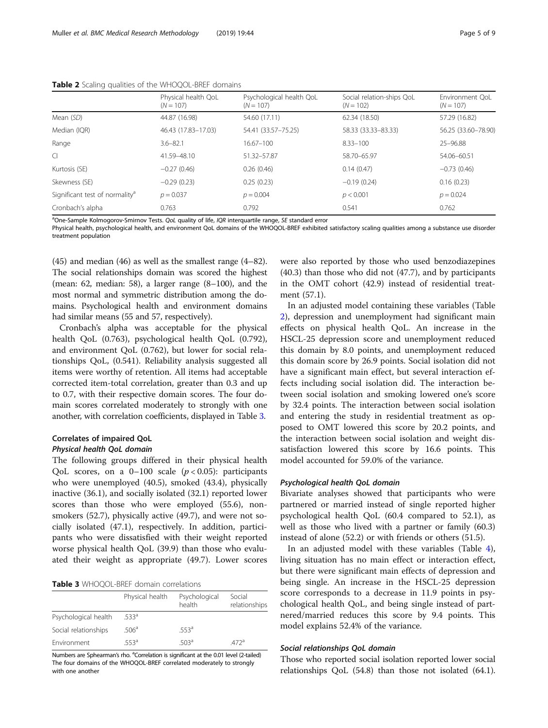**Table 2** Scaling qualities of the WHOQOL-BREF domains

| | Physical health QoL ($N = 107$) | Psychological health QoL ($N = 107$) | Social relation-ships QoL ($N = 102$) | Environment QoL ($N = 107$) |
|---|---|---|---|---|
| Mean (*SD*) | 44.87 (16.98) | 54.60 (17.11) | 62.34 (18.50) | 57.29 (16.82) |
| Median (IQR) | 46.43 (17.83–17.03) | 54.41 (33.57–75.25) | 58.33 (33.33–83.33) | 56.25 (33.60–78.90) |
| Range | 3.6–82.1 | 16.67–100 | 8.33–100 | 25–96.88 |
| CI | 41.59–48.10 | 51.32–57.87 | 58.70–65.97 | 54.06–60.51 |
| Kurtosis (SE) | −0.27 (0.46) | 0.26 (0.46) | 0.14 (0.47) | −0.73 (0.46) |
| Skewness (SE) | −0.29 (0.23) | 0.25 (0.23) | −0.19 (0.24) | 0.16 (0.23) |
| Significant test of normality[a] | $p = 0.037$ | $p = 0.004$ | $p < 0.001$ | $p = 0.024$ |
| Cronbach's alpha | 0.763 | 0.792 | 0.541 | 0.762 |

[a]One-Sample Kolmogorov-Smirnov Tests. *QoL* quality of life, *IQR* interquartile range, *SE* standard error
Physical health, psychological health, and environment QoL domains of the WHOQOL-BREF exhibited satisfactory scaling qualities among a substance use disorder treatment population

(45) and median (46) as well as the smallest range (4–82). The social relationships domain was scored the highest (mean: 62, median: 58), a larger range (8–100), and the most normal and symmetric distribution among the domains. Psychological health and environment domains had similar means (55 and 57, respectively).

Cronbach's alpha was acceptable for the physical health QoL (0.763), psychological health QoL (0.792), and environment QoL (0.762), but lower for social relationships QoL, (0.541). Reliability analysis suggested all items were worthy of retention. All items had acceptable corrected item-total correlation, greater than 0.3 and up to 0.7, with their respective domain scores. The four domain scores correlated moderately to strongly with one another, with correlation coefficients, displayed in Table 3.

## Correlates of impaired QoL

### *Physical health QoL domain*

The following groups differed in their physical health QoL scores, on a 0–100 scale ($p < 0.05$): participants who were unemployed (40.5), smoked (43.4), physically inactive (36.1), and socially isolated (32.1) reported lower scores than those who were employed (55.6), non-smokers (52.7), physically active (49.7), and were not socially isolated (47.1), respectively. In addition, participants who were dissatisfied with their weight reported worse physical health QoL (39.9) than those who evaluated their weight as appropriate (49.7). Lower scores were also reported by those who used benzodiazepines (40.3) than those who did not (47.7), and by participants in the OMT cohort (42.9) instead of residential treatment (57.1).

**Table 3** WHOQOL-BREF domain correlations

| | Physical health | Psychological health | Social relationships |
|---|---|---|---|
| Psychological health | .533[a] | | |
| Social relationships | .506[a] | .553[a] | |
| Environment | .553[a] | .503[a] | .472[a] |

Numbers are Spearman's rho. [a]Correlation is significant at the 0.01 level (2-tailed)
The four domains of the WHOQOL-BREF correlated moderately to strongly with one another

In an adjusted model containing these variables (Table 2), depression and unemployment had significant main effects on physical health QoL. An increase in the HSCL-25 depression score and unemployment reduced this domain by 8.0 points, and unemployment reduced this domain score by 26.9 points. Social isolation did not have a significant main effect, but several interaction effects including social isolation did. The interaction between social isolation and smoking lowered one's score by 32.4 points. The interaction between social isolation and entering the study in residential treatment as opposed to OMT lowered this score by 20.2 points, and the interaction between social isolation and weight dissatisfaction lowered this score by 16.6 points. This model accounted for 59.0% of the variance.

### *Psychological health QoL domain*

Bivariate analyses showed that participants who were partnered or married instead of single reported higher psychological health QoL (60.4 compared to 52.1), as well as those who lived with a partner or family (60.3) instead of alone (52.2) or with friends or others (51.5).

In an adjusted model with these variables (Table 4), living situation has no main effect or interaction effect, but there were significant main effects of depression and being single. An increase in the HSCL-25 depression score corresponds to a decrease in 11.9 points in psychological health QoL, and being single instead of partnered/married reduces this score by 9.4 points. This model explains 52.4% of the variance.

### *Social relationships QoL domain*

Those who reported social isolation reported lower social relationships QoL (54.8) than those not isolated (64.1).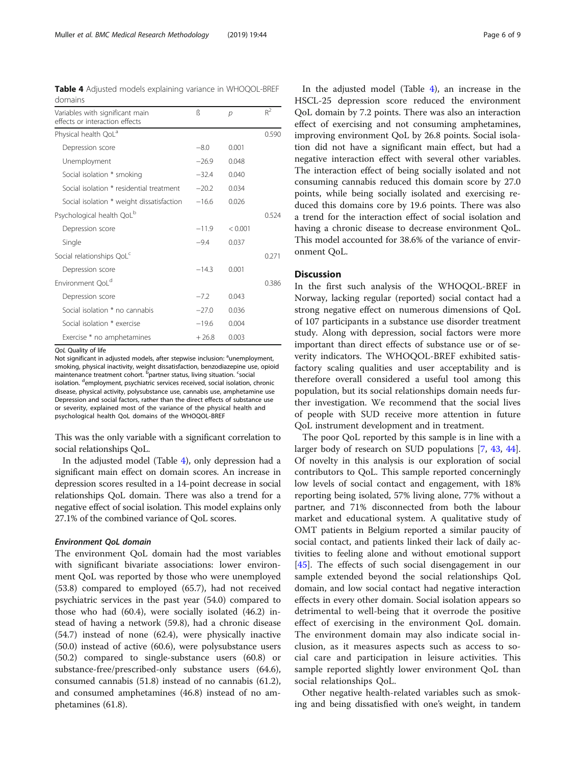**Table 4** Adjusted models explaining variance in WHOQOL-BREF domains

| Variables with significant main effects or interaction effects | ß | *p* | $R^2$ |
|---|---|---|---|
| Physical health QoL[a] | | | 0.590 |
| Depression score | −8.0 | 0.001 | |
| Unemployment | −26.9 | 0.048 | |
| Social isolation * smoking | −32.4 | 0.040 | |
| Social isolation * residential treatment | −20.2 | 0.034 | |
| Social isolation * weight dissatisfaction | −16.6 | 0.026 | |
| Psychological health QoL[b] | | | 0.524 |
| Depression score | −11.9 | < 0.001 | |
| Single | −9.4 | 0.037 | |
| Social relationships QoL[c] | | | 0.271 |
| Depression score | −14.3 | 0.001 | |
| Environment QoL[d] | | | 0.386 |
| Depression score | −7.2 | 0.043 | |
| Social isolation * no cannabis | −27.0 | 0.036 | |
| Social isolation * exercise | −19.6 | 0.004 | |
| Exercise * no amphetamines | + 26.8 | 0.003 | |

*QoL* Quality of life
Not significant in adjusted models, after stepwise inclusion: [a]unemployment, smoking, physical inactivity, weight dissatisfaction, benzodiazepine use, opioid maintenance treatment cohort. [b]partner status, living situation. [c]social isolation. [d]employment, psychiatric services received, social isolation, chronic disease, physical activity, polysubstance use, cannabis use, amphetamine use
Depression and social factors, rather than the direct effects of substance use or severity, explained most of the variance of the physical health and psychological health QoL domains of the WHOQOL-BREF

This was the only variable with a significant correlation to social relationships QoL.

In the adjusted model (Table 4), only depression had a significant main effect on domain scores. An increase in depression scores resulted in a 14-point decrease in social relationships QoL domain. There was also a trend for a negative effect of social isolation. This model explains only 27.1% of the combined variance of QoL scores.

#### *Environment QoL domain*

The environment QoL domain had the most variables with significant bivariate associations: lower environment QoL was reported by those who were unemployed (53.8) compared to employed (65.7), had not received psychiatric services in the past year (54.0) compared to those who had (60.4), were socially isolated (46.2) instead of having a network (59.8), had a chronic disease (54.7) instead of none (62.4), were physically inactive (50.0) instead of active (60.6), were polysubstance users (50.2) compared to single-substance users (60.8) or substance-free/prescribed-only substance users (64.6), consumed cannabis (51.8) instead of no cannabis (61.2), and consumed amphetamines (46.8) instead of no amphetamines (61.8).

In the adjusted model (Table 4), an increase in the HSCL-25 depression score reduced the environment QoL domain by 7.2 points. There was also an interaction effect of exercising and not consuming amphetamines, improving environment QoL by 26.8 points. Social isolation did not have a significant main effect, but had a negative interaction effect with several other variables. The interaction effect of being socially isolated and not consuming cannabis reduced this domain score by 27.0 points, while being socially isolated and exercising reduced this domains core by 19.6 points. There was also a trend for the interaction effect of social isolation and having a chronic disease to decrease environment QoL. This model accounted for 38.6% of the variance of environment QoL.

## Discussion

In the first such analysis of the WHOQOL-BREF in Norway, lacking regular (reported) social contact had a strong negative effect on numerous dimensions of QoL of 107 participants in a substance use disorder treatment study. Along with depression, social factors were more important than direct effects of substance use or of severity indicators. The WHOQOL-BREF exhibited satisfactory scaling qualities and user acceptability and is therefore overall considered a useful tool among this population, but its social relationships domain needs further investigation. We recommend that the social lives of people with SUD receive more attention in future QoL instrument development and in treatment.

The poor QoL reported by this sample is in line with a larger body of research on SUD populations [7, 43, 44]. Of novelty in this analysis is our exploration of social contributors to QoL. This sample reported concerningly low levels of social contact and engagement, with 18% reporting being isolated, 57% living alone, 77% without a partner, and 71% disconnected from both the labour market and educational system. A qualitative study of OMT patients in Belgium reported a similar paucity of social contact, and patients linked their lack of daily activities to feeling alone and without emotional support [45]. The effects of such social disengagement in our sample extended beyond the social relationships QoL domain, and low social contact had negative interaction effects in every other domain. Social isolation appears so detrimental to well-being that it overrode the positive effect of exercising in the environment QoL domain. The environment domain may also indicate social inclusion, as it measures aspects such as access to social care and participation in leisure activities. This sample reported slightly lower environment QoL than social relationships QoL.

Other negative health-related variables such as smoking and being dissatisfied with one's weight, in tandem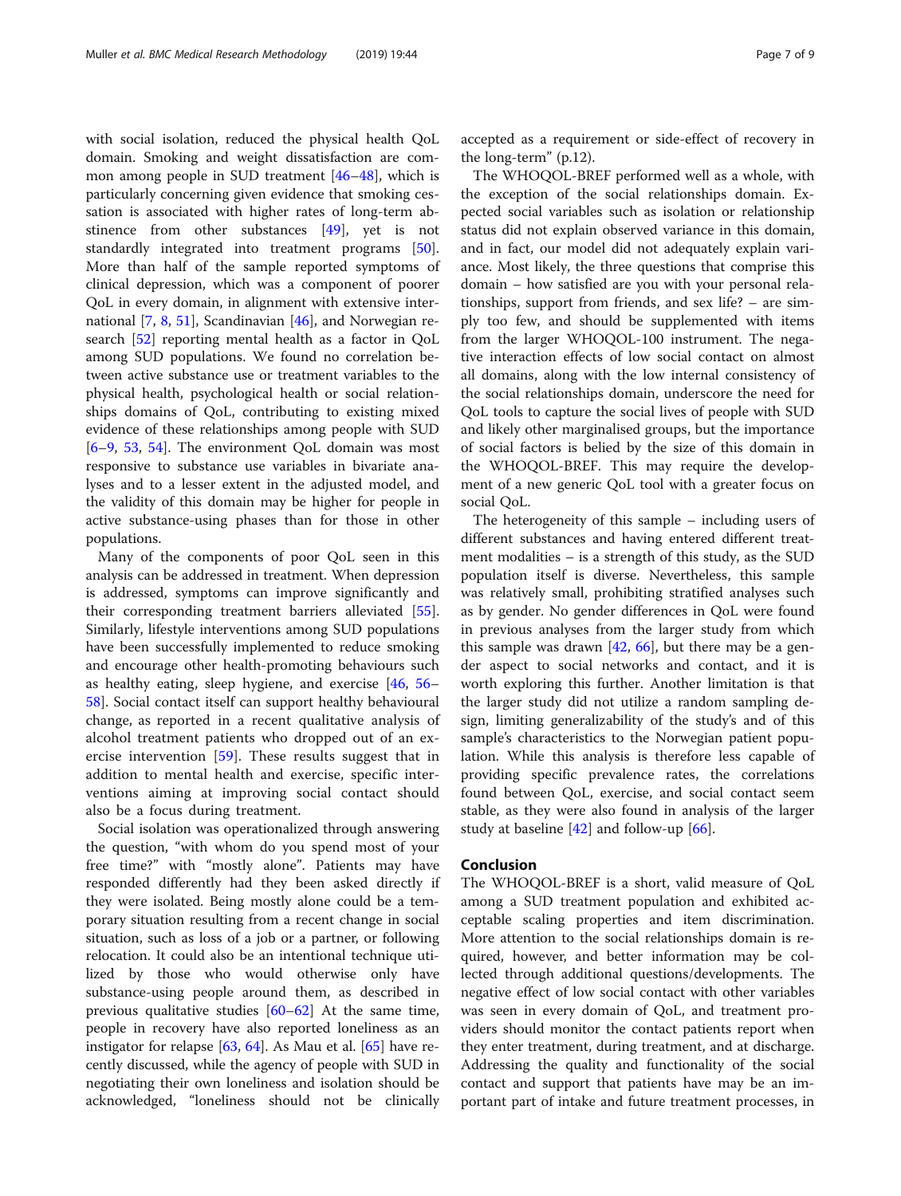with social isolation, reduced the physical health QoL domain. Smoking and weight dissatisfaction are common among people in SUD treatment [46–48], which is particularly concerning given evidence that smoking cessation is associated with higher rates of long-term abstinence from other substances [49], yet is not standardly integrated into treatment programs [50]. More than half of the sample reported symptoms of clinical depression, which was a component of poorer QoL in every domain, in alignment with extensive international [7, 8, 51], Scandinavian [46], and Norwegian research [52] reporting mental health as a factor in QoL among SUD populations. We found no correlation between active substance use or treatment variables to the physical health, psychological health or social relationships domains of QoL, contributing to existing mixed evidence of these relationships among people with SUD [6–9, 53, 54]. The environment QoL domain was most responsive to substance use variables in bivariate analyses and to a lesser extent in the adjusted model, and the validity of this domain may be higher for people in active substance-using phases than for those in other populations.

Many of the components of poor QoL seen in this analysis can be addressed in treatment. When depression is addressed, symptoms can improve significantly and their corresponding treatment barriers alleviated [55]. Similarly, lifestyle interventions among SUD populations have been successfully implemented to reduce smoking and encourage other health-promoting behaviours such as healthy eating, sleep hygiene, and exercise [46, 56–58]. Social contact itself can support healthy behavioural change, as reported in a recent qualitative analysis of alcohol treatment patients who dropped out of an exercise intervention [59]. These results suggest that in addition to mental health and exercise, specific interventions aiming at improving social contact should also be a focus during treatment.

Social isolation was operationalized through answering the question, "with whom do you spend most of your free time?" with "mostly alone". Patients may have responded differently had they been asked directly if they were isolated. Being mostly alone could be a temporary situation resulting from a recent change in social situation, such as loss of a job or a partner, or following relocation. It could also be an intentional technique utilized by those who would otherwise only have substance-using people around them, as described in previous qualitative studies [60–62] At the same time, people in recovery have also reported loneliness as an instigator for relapse [63, 64]. As Mau et al. [65] have recently discussed, while the agency of people with SUD in negotiating their own loneliness and isolation should be acknowledged, "loneliness should not be clinically accepted as a requirement or side-effect of recovery in the long-term" (p.12).

The WHOQOL-BREF performed well as a whole, with the exception of the social relationships domain. Expected social variables such as isolation or relationship status did not explain observed variance in this domain, and in fact, our model did not adequately explain variance. Most likely, the three questions that comprise this domain – how satisfied are you with your personal relationships, support from friends, and sex life? – are simply too few, and should be supplemented with items from the larger WHOQOL-100 instrument. The negative interaction effects of low social contact on almost all domains, along with the low internal consistency of the social relationships domain, underscore the need for QoL tools to capture the social lives of people with SUD and likely other marginalised groups, but the importance of social factors is belied by the size of this domain in the WHOQOL-BREF. This may require the development of a new generic QoL tool with a greater focus on social QoL.

The heterogeneity of this sample – including users of different substances and having entered different treatment modalities – is a strength of this study, as the SUD population itself is diverse. Nevertheless, this sample was relatively small, prohibiting stratified analyses such as by gender. No gender differences in QoL were found in previous analyses from the larger study from which this sample was drawn [42, 66], but there may be a gender aspect to social networks and contact, and it is worth exploring this further. Another limitation is that the larger study did not utilize a random sampling design, limiting generalizability of the study's and of this sample's characteristics to the Norwegian patient population. While this analysis is therefore less capable of providing specific prevalence rates, the correlations found between QoL, exercise, and social contact seem stable, as they were also found in analysis of the larger study at baseline [42] and follow-up [66].

## Conclusion

The WHOQOL-BREF is a short, valid measure of QoL among a SUD treatment population and exhibited acceptable scaling properties and item discrimination. More attention to the social relationships domain is required, however, and better information may be collected through additional questions/developments. The negative effect of low social contact with other variables was seen in every domain of QoL, and treatment providers should monitor the contact patients report when they enter treatment, during treatment, and at discharge. Addressing the quality and functionality of the social contact and support that patients have may be an important part of intake and future treatment processes, in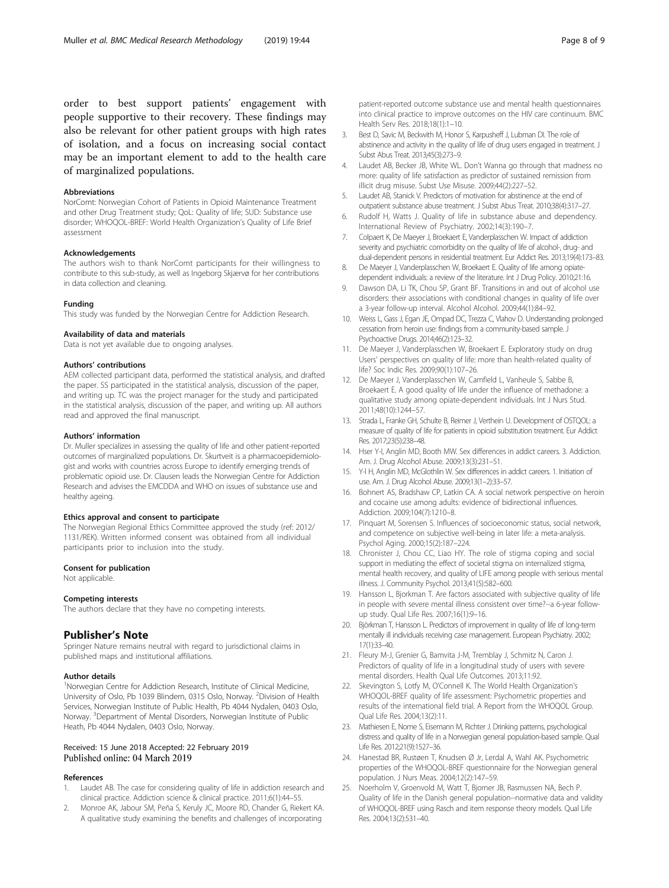order to best support patients' engagement with people supportive to their recovery. These findings may also be relevant for other patient groups with high rates of isolation, and a focus on increasing social contact may be an important element to add to the health care of marginalized populations.

#### Abbreviations

NorComt: Norwegian Cohort of Patients in Opioid Maintenance Treatment and other Drug Treatment study; QoL: Quality of life; SUD: Substance use disorder; WHOQOL-BREF: World Health Organization's Quality of Life Brief assessment

#### Acknowledgements

The authors wish to thank NorComt participants for their willingness to contribute to this sub-study, as well as Ingeborg Skjærvø for her contributions in data collection and cleaning.

#### Funding

This study was funded by the Norwegian Centre for Addiction Research.

#### Availability of data and materials

Data is not yet available due to ongoing analyses.

#### Authors' contributions

AEM collected participant data, performed the statistical analysis, and drafted the paper. SS participated in the statistical analysis, discussion of the paper, and writing up. TC was the project manager for the study and participated in the statistical analysis, discussion of the paper, and writing up. All authors read and approved the final manuscript.

#### Authors' information

Dr. Muller specializes in assessing the quality of life and other patient-reported outcomes of marginalized populations. Dr. Skurtveit is a pharmacoepidemiologist and works with countries across Europe to identify emerging trends of problematic opioid use. Dr. Clausen leads the Norwegian Centre for Addiction Research and advises the EMCDDA and WHO on issues of substance use and healthy ageing.

#### Ethics approval and consent to participate

The Norwegian Regional Ethics Committee approved the study (ref: 2012/1131/REK). Written informed consent was obtained from all individual participants prior to inclusion into the study.

#### Consent for publication

Not applicable.

#### Competing interests

The authors declare that they have no competing interests.

## Publisher's Note

Springer Nature remains neutral with regard to jurisdictional claims in published maps and institutional affiliations.

#### Author details

[1]Norwegian Centre for Addiction Research, Institute of Clinical Medicine, University of Oslo, Pb 1039 Blindern, 0315 Oslo, Norway. [2]Division of Health Services, Norwegian Institute of Public Health, Pb 4044 Nydalen, 0403 Oslo, Norway. [3]Department of Mental Disorders, Norwegian Institute of Public Heath, Pb 4044 Nydalen, 0403 Oslo, Norway.

Received: 15 June 2018 Accepted: 22 February 2019
Published online: 04 March 2019

#### References

1. Laudet AB. The case for considering quality of life in addiction research and clinical practice. Addiction science & clinical practice. 2011;6(1):44–55.
2. Monroe AK, Jabour SM, Peña S, Keruly JC, Moore RD, Chander G, Riekert KA. A qualitative study examining the benefits and challenges of incorporating patient-reported outcome substance use and mental health questionnaires into clinical practice to improve outcomes on the HIV care continuum. BMC Health Serv Res. 2018;18(1):1–10.
3. Best D, Savic M, Beckwith M, Honor S, Karpusheff J, Lubman DI. The role of abstinence and activity in the quality of life of drug users engaged in treatment. J Subst Abus Treat. 2013;45(3):273–9.
4. Laudet AB, Becker JB, White WL. Don't Wanna go through that madness no more: quality of life satisfaction as predictor of sustained remission from illicit drug misuse. Subst Use Misuse. 2009;44(2):227–52.
5. Laudet AB, Stanick V. Predictors of motivation for abstinence at the end of outpatient substance abuse treatment. J Subst Abus Treat. 2010;38(4):317–27.
6. Rudolf H, Watts J. Quality of life in substance abuse and dependency. International Review of Psychiatry. 2002;14(3):190–7.
7. Colpaert K, De Maeyer J, Broekaert E, Vanderplasschen W. Impact of addiction severity and psychiatric comorbidity on the quality of life of alcohol-, drug- and dual-dependent persons in residential treatment. Eur Addict Res. 2013;19(4):173–83.
8. De Maeyer J, Vanderplasschen W, Broekaert E. Quality of life among opiate-dependent individuals: a review of the literature. Int J Drug Policy. 2010;21:16.
9. Dawson DA, Li TK, Chou SP, Grant BF. Transitions in and out of alcohol use disorders: their associations with conditional changes in quality of life over a 3-year follow-up interval. Alcohol Alcohol. 2009;44(1):84–92.
10. Weiss L, Gass J, Egan JE, Ompad DC, Trezza C, Vlahov D. Understanding prolonged cessation from heroin use: findings from a community-based sample. J Psychoactive Drugs. 2014;46(2):123–32.
11. De Maeyer J, Vanderplasschen W, Broekaert E. Exploratory study on drug Users' perspectives on quality of life: more than health-related quality of life? Soc Indic Res. 2009;90(1):107–26.
12. De Maeyer J, Vanderplasschen W, Camfield L, Vanheule S, Sabbe B, Broekaert E. A good quality of life under the influence of methadone: a qualitative study among opiate-dependent individuals. Int J Nurs Stud. 2011;48(10):1244–57.
13. Strada L, Franke GH, Schulte B, Reimer J, Verthein U. Development of OSTQOL: a measure of quality of life for patients in opioid substitution treatment. Eur Addict Res. 2017;23(5):238–48.
14. Hser Y-I, Anglin MD, Booth MW. Sex differences in addict careers. 3. Addiction. Am. J. Drug Alcohol Abuse. 2009;13(3):231–51.
15. Y-I H, Anglin MD, McGlothlin W. Sex differences in addict careers. 1. Initiation of use. Am. J. Drug Alcohol Abuse. 2009;13(1–2):33–57.
16. Bohnert AS, Bradshaw CP, Latkin CA. A social network perspective on heroin and cocaine use among adults: evidence of bidirectional influences. Addiction. 2009;104(7):1210–8.
17. Pinquart M, Sorensen S. Influences of socioeconomic status, social network, and competence on subjective well-being in later life: a meta-analysis. Psychol Aging. 2000;15(2):187–224.
18. Chronister J, Chou CC, Liao HY. The role of stigma coping and social support in mediating the effect of societal stigma on internalized stigma, mental health recovery, and quality of LIFE among people with serious mental illness. J. Community Psychol. 2013;41(5):582–600.
19. Hansson L, Bjorkman T. Are factors associated with subjective quality of life in people with severe mental illness consistent over time?--a 6-year follow-up study. Qual Life Res. 2007;16(1):9–16.
20. Björkman T, Hansson L. Predictors of improvement in quality of life of long-term mentally ill individuals receiving case management. European Psychiatry. 2002;17(1):33–40.
21. Fleury M-J, Grenier G, Bamvita J-M, Tremblay J, Schmitz N, Caron J. Predictors of quality of life in a longitudinal study of users with severe mental disorders. Health Qual Life Outcomes. 2013;11:92.
22. Skevington S, Lotfy M, O'Connell K. The World Health Organization's WHOQOL-BREF quality of life assessment: Psychometric properties and results of the international field trial. A Report from the WHOQOL Group. Qual Life Res. 2004;13(2):11.
23. Mathiesen E, Nome S, Eisemann M, Richter J. Drinking patterns, psychological distress and quality of life in a Norwegian general population-based sample. Qual Life Res. 2012;21(9):1527–36.
24. Hanestad BR, Rustøen T, Knudsen Ø Jr, Lerdal A, Wahl AK. Psychometric properties of the WHOQOL-BREF questionnaire for the Norwegian general population. J Nurs Meas. 2004;12(2):147–59.
25. Noerholm V, Groenvold M, Watt T, Bjorner JB, Rasmussen NA, Bech P. Quality of life in the Danish general population--normative data and validity of WHOQOL-BREF using Rasch and item response theory models. Qual Life Res. 2004;13(2):531–40.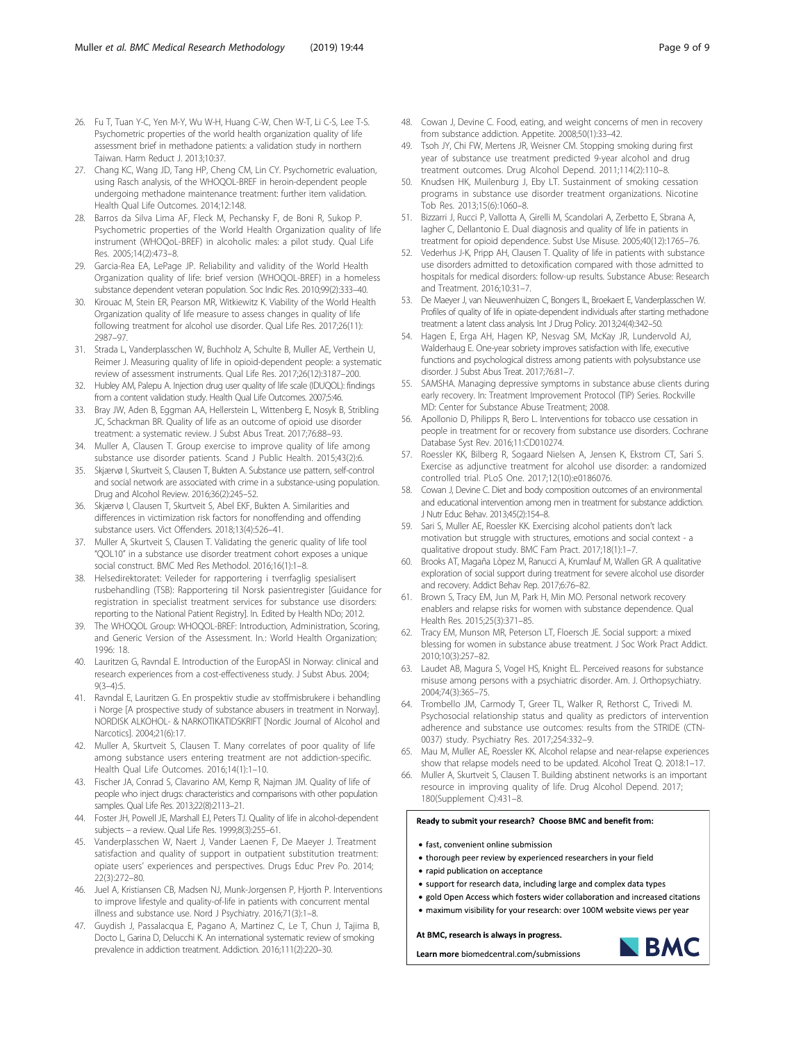26. Fu T, Tuan Y-C, Yen M-Y, Wu W-H, Huang C-W, Chen W-T, Li C-S, Lee T-S. Psychometric properties of the world health organization quality of life assessment brief in methadone patients: a validation study in northern Taiwan. Harm Reduct J. 2013;10:37.
27. Chang KC, Wang JD, Tang HP, Cheng CM, Lin CY. Psychometric evaluation, using Rasch analysis, of the WHOQOL-BREF in heroin-dependent people undergoing methadone maintenance treatment: further item validation. Health Qual Life Outcomes. 2014;12:148.
28. Barros da Silva Lima AF, Fleck M, Pechansky F, de Boni R, Sukop P. Psychometric properties of the World Health Organization quality of life instrument (WHOQoL-BREF) in alcoholic males: a pilot study. Qual Life Res. 2005;14(2):473–8.
29. Garcia-Rea EA, LePage JP. Reliability and validity of the World Health Organization quality of life: brief version (WHOQOL-BREF) in a homeless substance dependent veteran population. Soc Indic Res. 2010;99(2):333–40.
30. Kirouac M, Stein ER, Pearson MR, Witkiewitz K. Viability of the World Health Organization quality of life measure to assess changes in quality of life following treatment for alcohol use disorder. Qual Life Res. 2017;26(11): 2987–97.
31. Strada L, Vanderplasschen W, Buchholz A, Schulte B, Muller AE, Verthein U, Reimer J. Measuring quality of life in opioid-dependent people: a systematic review of assessment instruments. Qual Life Res. 2017;26(12):3187–200.
32. Hubley AM, Palepu A. Injection drug user quality of life scale (IDUQOL): findings from a content validation study. Health Qual Life Outcomes. 2007;5:46.
33. Bray JW, Aden B, Eggman AA, Hellerstein L, Wittenberg E, Nosyk B, Stribling JC, Schackman BR. Quality of life as an outcome of opioid use disorder treatment: a systematic review. J Subst Abus Treat. 2017;76:88–93.
34. Muller A, Clausen T. Group exercise to improve quality of life among substance use disorder patients. Scand J Public Health. 2015;43(2):6.
35. Skjærvø I, Skurtveit S, Clausen T, Bukten A. Substance use pattern, self-control and social network are associated with crime in a substance-using population. Drug and Alcohol Review. 2016;36(2):245–52.
36. Skjærvø I, Clausen T, Skurtveit S, Abel EKF, Bukten A. Similarities and differences in victimization risk factors for nonoffending and offending substance users. Vict Offenders. 2018;13(4):526–41.
37. Muller A, Skurtveit S, Clausen T. Validating the generic quality of life tool "QOL10" in a substance use disorder treatment cohort exposes a unique social construct. BMC Med Res Methodol. 2016;16(1):1–8.
38. Helsedirektoratet: Veileder for rapportering i tverrfaglig spesialisert rusbehandling (TSB): Rapportering til Norsk pasientregister [Guidance for registration in specialist treatment services for substance use disorders: reporting to the National Patient Registry]. In. Edited by Health NDo; 2012.
39. The WHOQOL Group: WHOQOL-BREF: Introduction, Administration, Scoring, and Generic Version of the Assessment. In.: World Health Organization; 1996: 18.
40. Lauritzen G, Ravndal E. Introduction of the EuropASI in Norway: clinical and research experiences from a cost-effectiveness study. J Subst Abus. 2004; 9(3–4):5.
41. Ravndal E, Lauritzen G. En prospektiv studie av stoffmisbrukere i behandling i Norge [A prospective study of substance abusers in treatment in Norway]. NORDISK ALKOHOL- & NARKOTIKATIDSKRIFT [Nordic Journal of Alcohol and Narcotics]. 2004;21(6):17.
42. Muller A, Skurtveit S, Clausen T. Many correlates of poor quality of life among substance users entering treatment are not addiction-specific. Health Qual Life Outcomes. 2016;14(1):1–10.
43. Fischer JA, Conrad S, Clavarino AM, Kemp R, Najman JM. Quality of life of people who inject drugs: characteristics and comparisons with other population samples. Qual Life Res. 2013;22(8):2113–21.
44. Foster JH, Powell JE, Marshall EJ, Peters TJ. Quality of life in alcohol-dependent subjects – a review. Qual Life Res. 1999;8(3):255–61.
45. Vanderplasschen W, Naert J, Vander Laenen F, De Maeyer J. Treatment satisfaction and quality of support in outpatient substitution treatment: opiate users' experiences and perspectives. Drugs Educ Prev Po. 2014; 22(3):272–80.
46. Juel A, Kristiansen CB, Madsen NJ, Munk-Jorgensen P, Hjorth P. Interventions to improve lifestyle and quality-of-life in patients with concurrent mental illness and substance use. Nord J Psychiatry. 2016;71(3):1–8.
47. Guydish J, Passalacqua E, Pagano A, Martinez C, Le T, Chun J, Tajima B, Docto L, Garina D, Delucchi K. An international systematic review of smoking prevalence in addiction treatment. Addiction. 2016;111(2):220–30.
48. Cowan J, Devine C. Food, eating, and weight concerns of men in recovery from substance addiction. Appetite. 2008;50(1):33–42.
49. Tsoh JY, Chi FW, Mertens JR, Weisner CM. Stopping smoking during first year of substance use treatment predicted 9-year alcohol and drug treatment outcomes. Drug Alcohol Depend. 2011;114(2):110–8.
50. Knudsen HK, Muilenburg J, Eby LT. Sustainment of smoking cessation programs in substance use disorder treatment organizations. Nicotine Tob Res. 2013;15(6):1060–8.
51. Bizzarri J, Rucci P, Vallotta A, Girelli M, Scandolari A, Zerbetto E, Sbrana A, Iagher C, Dellantonio E. Dual diagnosis and quality of life in patients in treatment for opioid dependence. Subst Use Misuse. 2005;40(12):1765–76.
52. Vederhus J-K, Pripp AH, Clausen T. Quality of life in patients with substance use disorders admitted to detoxification compared with those admitted to hospitals for medical disorders: follow-up results. Substance Abuse: Research and Treatment. 2016;10:31–7.
53. De Maeyer J, van Nieuwenhuizen C, Bongers IL, Broekaert E, Vanderplasschen W. Profiles of quality of life in opiate-dependent individuals after starting methadone treatment: a latent class analysis. Int J Drug Policy. 2013;24(4):342–50.
54. Hagen E, Erga AH, Hagen KP, Nesvag SM, McKay JR, Lundervold AJ, Walderhaug E. One-year sobriety improves satisfaction with life, executive functions and psychological distress among patients with polysubstance use disorder. J Subst Abus Treat. 2017;76:81–7.
55. SAMSHA. Managing depressive symptoms in substance abuse clients during early recovery. In: Treatment Improvement Protocol (TIP) Series. Rockville MD: Center for Substance Abuse Treatment; 2008.
56. Apollonio D, Philipps R, Bero L. Interventions for tobacco use cessation in people in treatment for or recovery from substance use disorders. Cochrane Database Syst Rev. 2016;11:CD010274.
57. Roessler KK, Bilberg R, Sogaard Nielsen A, Jensen K, Ekstrom CT, Sari S. Exercise as adjunctive treatment for alcohol use disorder: a randomized controlled trial. PLoS One. 2017;12(10):e0186076.
58. Cowan J, Devine C. Diet and body composition outcomes of an environmental and educational intervention among men in treatment for substance addiction. J Nutr Educ Behav. 2013;45(2):154–8.
59. Sari S, Muller AE, Roessler KK. Exercising alcohol patients don't lack motivation but struggle with structures, emotions and social context - a qualitative dropout study. BMC Fam Pract. 2017;18(1):1–7.
60. Brooks AT, Magaña Lòpez M, Ranucci A, Krumlauf M, Wallen GR. A qualitative exploration of social support during treatment for severe alcohol use disorder and recovery. Addict Behav Rep. 2017;6:76–82.
61. Brown S, Tracy EM, Jun M, Park H, Min MO. Personal network recovery enablers and relapse risks for women with substance dependence. Qual Health Res. 2015;25(3):371–85.
62. Tracy EM, Munson MR, Peterson LT, Floersch JE. Social support: a mixed blessing for women in substance abuse treatment. J Soc Work Pract Addict. 2010;10(3):257–82.
63. Laudet AB, Magura S, Vogel HS, Knight EL. Perceived reasons for substance misuse among persons with a psychiatric disorder. Am. J. Orthopsychiatry. 2004;74(3):365–75.
64. Trombello JM, Carmody T, Greer TL, Walker R, Rethorst C, Trivedi M. Psychosocial relationship status and quality as predictors of intervention adherence and substance use outcomes: results from the STRIDE (CTN-0037) study. Psychiatry Res. 2017;254:332–9.
65. Mau M, Muller AE, Roessler KK. Alcohol relapse and near-relapse experiences show that relapse models need to be updated. Alcohol Treat Q. 2018:1–17.
66. Muller A, Skurtveit S, Clausen T. Building abstinent networks is an important resource in improving quality of life. Drug Alcohol Depend. 2017; 180(Supplement C):431–8.

**Ready to submit your research? Choose BMC and benefit from:**

- fast, convenient online submission
- thorough peer review by experienced researchers in your field
- rapid publication on acceptance
- support for research data, including large and complex data types
- gold Open Access which fosters wider collaboration and increased citations
- maximum visibility for your research: over 100M website views per year

**At BMC, research is always in progress.**

**Learn more** biomedcentral.com/submissions